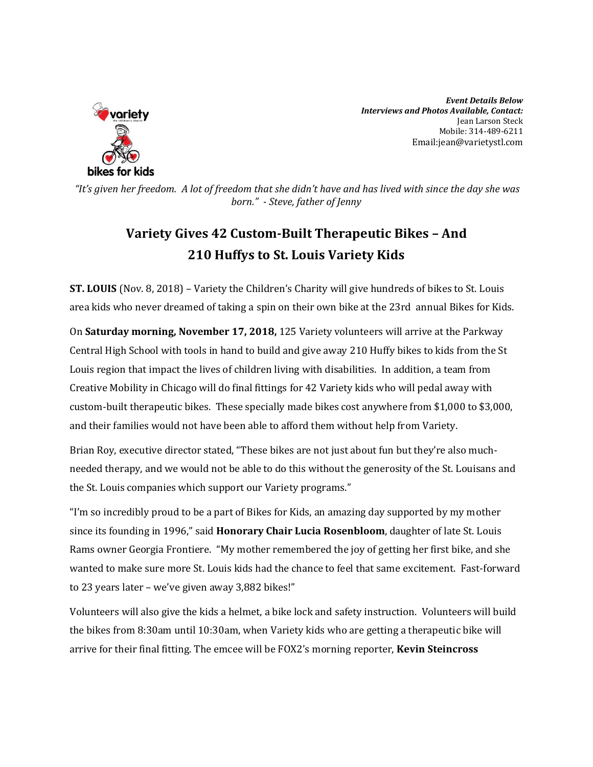variety
the children's charity

bikes for kids

***Event Details Below***
***Interviews and Photos Available, Contact:***
Jean Larson Steck
Mobile: 314-489-6211
Email:jean@varietystl.com

*"It's given her freedom. A lot of freedom that she didn't have and has lived with since the day she was born." - Steve, father of Jenny*

# Variety Gives 42 Custom-Built Therapeutic Bikes – And 210 Huffys to St. Louis Variety Kids

**ST. LOUIS** (Nov. 8, 2018) – Variety the Children's Charity will give hundreds of bikes to St. Louis area kids who never dreamed of taking a spin on their own bike at the 23rd annual Bikes for Kids.

On **Saturday morning, November 17, 2018,** 125 Variety volunteers will arrive at the Parkway Central High School with tools in hand to build and give away 210 Huffy bikes to kids from the St Louis region that impact the lives of children living with disabilities. In addition, a team from Creative Mobility in Chicago will do final fittings for 42 Variety kids who will pedal away with custom-built therapeutic bikes. These specially made bikes cost anywhere from $1,000 to $3,000, and their families would not have been able to afford them without help from Variety.

Brian Roy, executive director stated, "These bikes are not just about fun but they're also much-needed therapy, and we would not be able to do this without the generosity of the St. Louisans and the St. Louis companies which support our Variety programs."

"I'm so incredibly proud to be a part of Bikes for Kids, an amazing day supported by my mother since its founding in 1996," said **Honorary Chair Lucia Rosenbloom**, daughter of late St. Louis Rams owner Georgia Frontiere. "My mother remembered the joy of getting her first bike, and she wanted to make sure more St. Louis kids had the chance to feel that same excitement. Fast-forward to 23 years later – we've given away 3,882 bikes!"

Volunteers will also give the kids a helmet, a bike lock and safety instruction. Volunteers will build the bikes from 8:30am until 10:30am, when Variety kids who are getting a therapeutic bike will arrive for their final fitting. The emcee will be FOX2's morning reporter, **Kevin Steincross**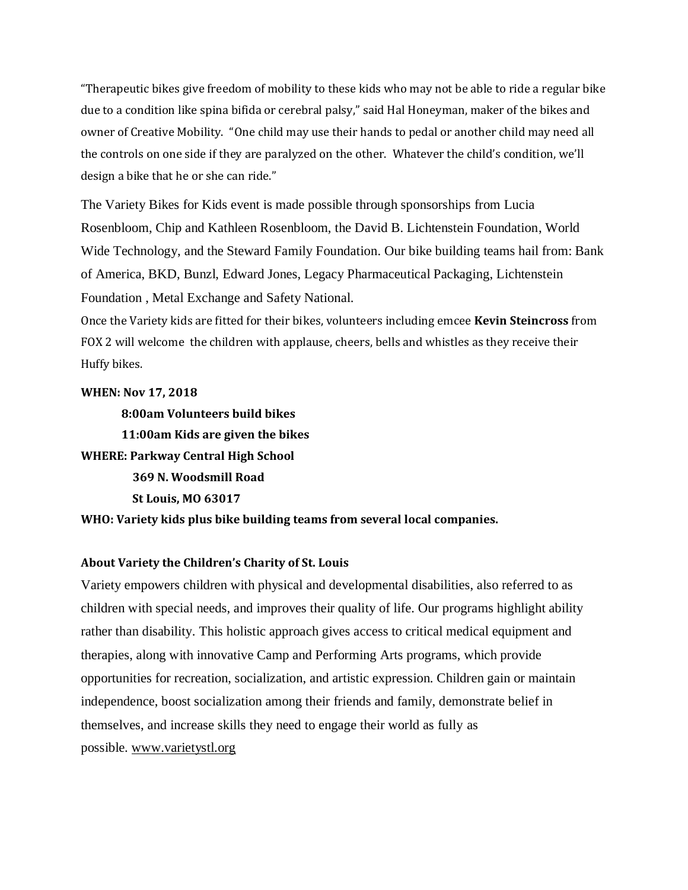"Therapeutic bikes give freedom of mobility to these kids who may not be able to ride a regular bike due to a condition like spina bifida or cerebral palsy," said Hal Honeyman, maker of the bikes and owner of Creative Mobility. "One child may use their hands to pedal or another child may need all the controls on one side if they are paralyzed on the other. Whatever the child's condition, we'll design a bike that he or she can ride."

The Variety Bikes for Kids event is made possible through sponsorships from Lucia Rosenbloom, Chip and Kathleen Rosenbloom, the David B. Lichtenstein Foundation, World Wide Technology, and the Steward Family Foundation. Our bike building teams hail from: Bank of America, BKD, Bunzl, Edward Jones, Legacy Pharmaceutical Packaging, Lichtenstein Foundation , Metal Exchange and Safety National.

Once the Variety kids are fitted for their bikes, volunteers including emcee **Kevin Steincross** from FOX 2 will welcome the children with applause, cheers, bells and whistles as they receive their Huffy bikes.

**WHEN: Nov 17, 2018**
**8:00am Volunteers build bikes**
**11:00am Kids are given the bikes**
**WHERE: Parkway Central High School**
**369 N. Woodsmill Road**
**St Louis, MO 63017**
**WHO: Variety kids plus bike building teams from several local companies.**

**About Variety the Children's Charity of St. Louis**

Variety empowers children with physical and developmental disabilities, also referred to as children with special needs, and improves their quality of life. Our programs highlight ability rather than disability. This holistic approach gives access to critical medical equipment and therapies, along with innovative Camp and Performing Arts programs, which provide opportunities for recreation, socialization, and artistic expression. Children gain or maintain independence, boost socialization among their friends and family, demonstrate belief in themselves, and increase skills they need to engage their world as fully as possible. www.varietystl.org